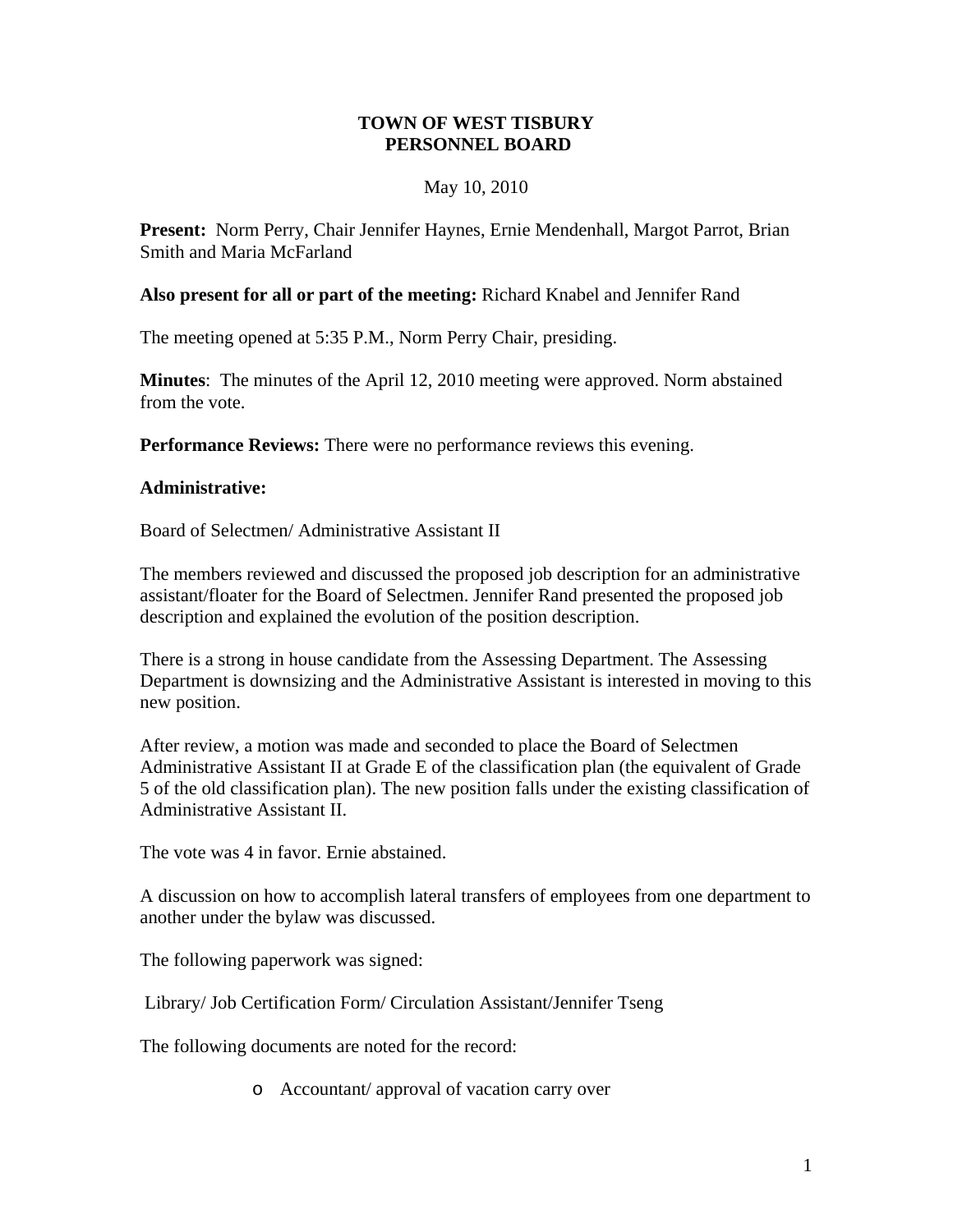# TOWN OF WEST TISBURY
# PERSONNEL BOARD

May 10, 2010

**Present:** Norm Perry, Chair Jennifer Haynes, Ernie Mendenhall, Margot Parrot, Brian Smith and Maria McFarland

**Also present for all or part of the meeting:** Richard Knabel and Jennifer Rand

The meeting opened at 5:35 P.M., Norm Perry Chair, presiding.

**Minutes**: The minutes of the April 12, 2010 meeting were approved. Norm abstained from the vote.

**Performance Reviews:** There were no performance reviews this evening.

**Administrative:**

Board of Selectmen/ Administrative Assistant II

The members reviewed and discussed the proposed job description for an administrative assistant/floater for the Board of Selectmen. Jennifer Rand presented the proposed job description and explained the evolution of the position description.

There is a strong in house candidate from the Assessing Department. The Assessing Department is downsizing and the Administrative Assistant is interested in moving to this new position.

After review, a motion was made and seconded to place the Board of Selectmen Administrative Assistant II at Grade E of the classification plan (the equivalent of Grade 5 of the old classification plan). The new position falls under the existing classification of Administrative Assistant II.

The vote was 4 in favor. Ernie abstained.

A discussion on how to accomplish lateral transfers of employees from one department to another under the bylaw was discussed.

The following paperwork was signed:

Library/ Job Certification Form/ Circulation Assistant/Jennifer Tseng

The following documents are noted for the record:

- Accountant/ approval of vacation carry over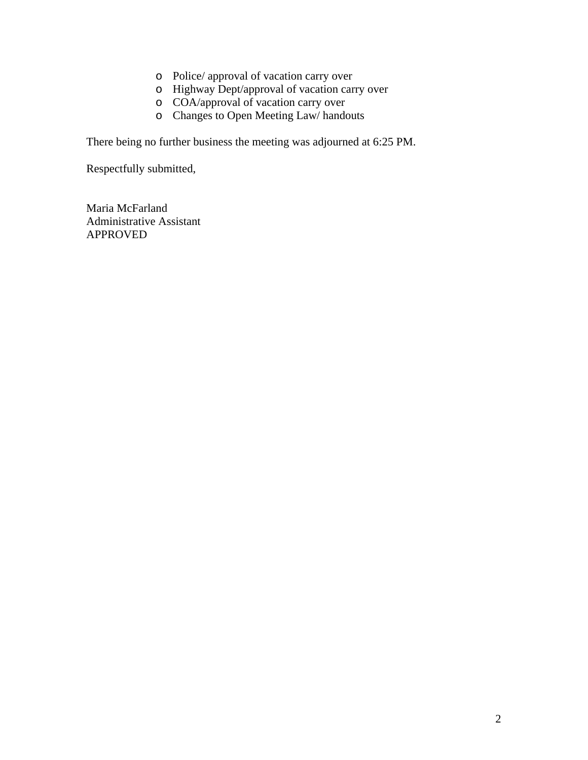- Police/ approval of vacation carry over
- Highway Dept/approval of vacation carry over
- COA/approval of vacation carry over
- Changes to Open Meeting Law/ handouts

There being no further business the meeting was adjourned at 6:25 PM.

Respectfully submitted,

Maria McFarland
Administrative Assistant
APPROVED